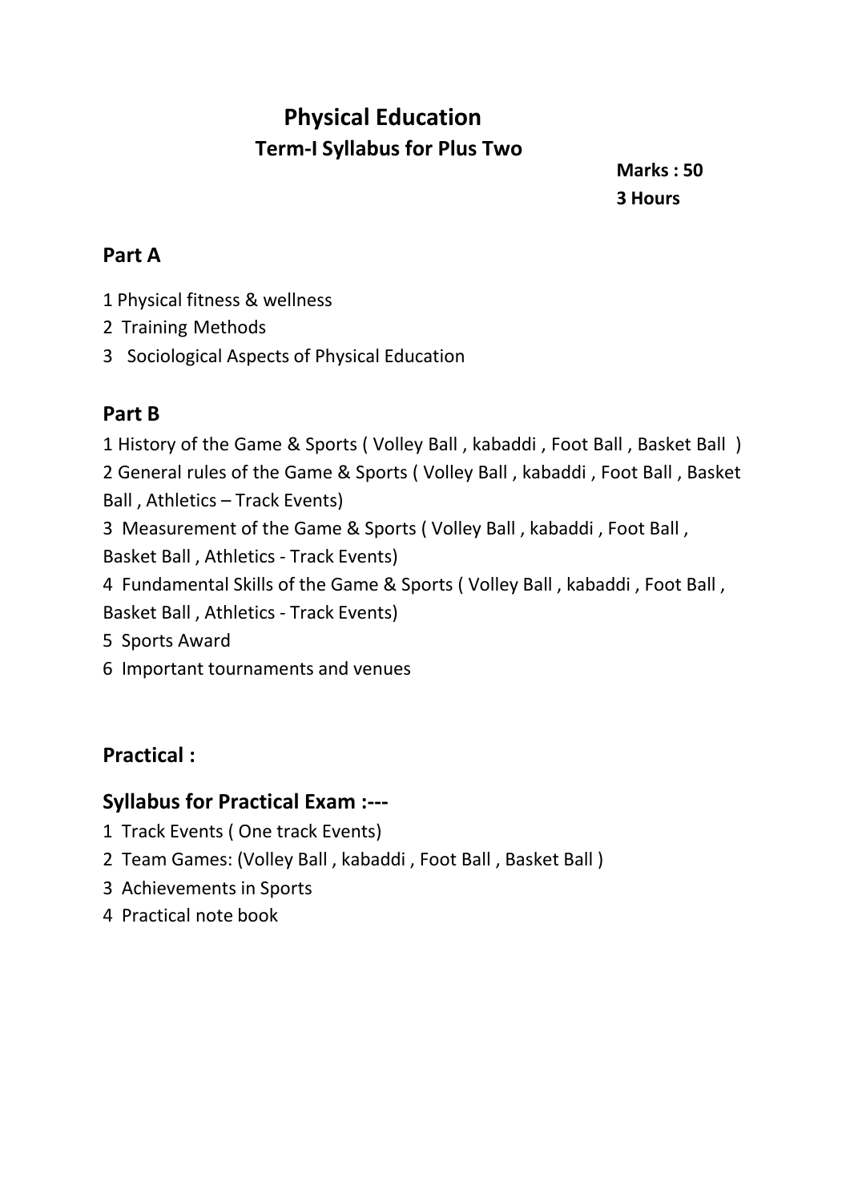# Physical Education

## Term-I Syllabus for Plus Two

**Marks : 50**
**3 Hours**

## Part A

1 Physical fitness & wellness
2 Training Methods
3 Sociological Aspects of Physical Education

## Part B

1 History of the Game & Sports ( Volley Ball , kabaddi , Foot Ball , Basket Ball )
2 General rules of the Game & Sports ( Volley Ball , kabaddi , Foot Ball , Basket Ball , Athletics – Track Events)
3 Measurement of the Game & Sports ( Volley Ball , kabaddi , Foot Ball , Basket Ball , Athletics - Track Events)
4 Fundamental Skills of the Game & Sports ( Volley Ball , kabaddi , Foot Ball , Basket Ball , Athletics - Track Events)
5 Sports Award
6 Important tournaments and venues

## Practical :

## Syllabus for Practical Exam :---

1 Track Events ( One track Events)
2 Team Games: (Volley Ball , kabaddi , Foot Ball , Basket Ball )
3 Achievements in Sports
4 Practical note book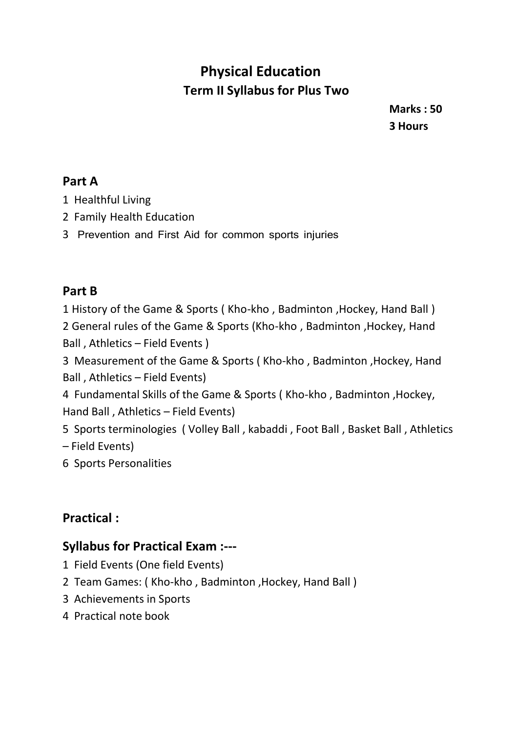# Physical Education

## Term II Syllabus for Plus Two

**Marks : 50**
**3 Hours**

### Part A

1 Healthful Living
2 Family Health Education
3 Prevention and First Aid for common sports injuries

### Part B

1 History of the Game & Sports ( Kho-kho , Badminton ,Hockey, Hand Ball )
2 General rules of the Game & Sports (Kho-kho , Badminton ,Hockey, Hand Ball , Athletics – Field Events )
3 Measurement of the Game & Sports ( Kho-kho , Badminton ,Hockey, Hand Ball , Athletics – Field Events)
4 Fundamental Skills of the Game & Sports ( Kho-kho , Badminton ,Hockey, Hand Ball , Athletics – Field Events)
5 Sports terminologies ( Volley Ball , kabaddi , Foot Ball , Basket Ball , Athletics – Field Events)
6 Sports Personalities

### Practical :

### Syllabus for Practical Exam :---

1 Field Events (One field Events)
2 Team Games: ( Kho-kho , Badminton ,Hockey, Hand Ball )
3 Achievements in Sports
4 Practical note book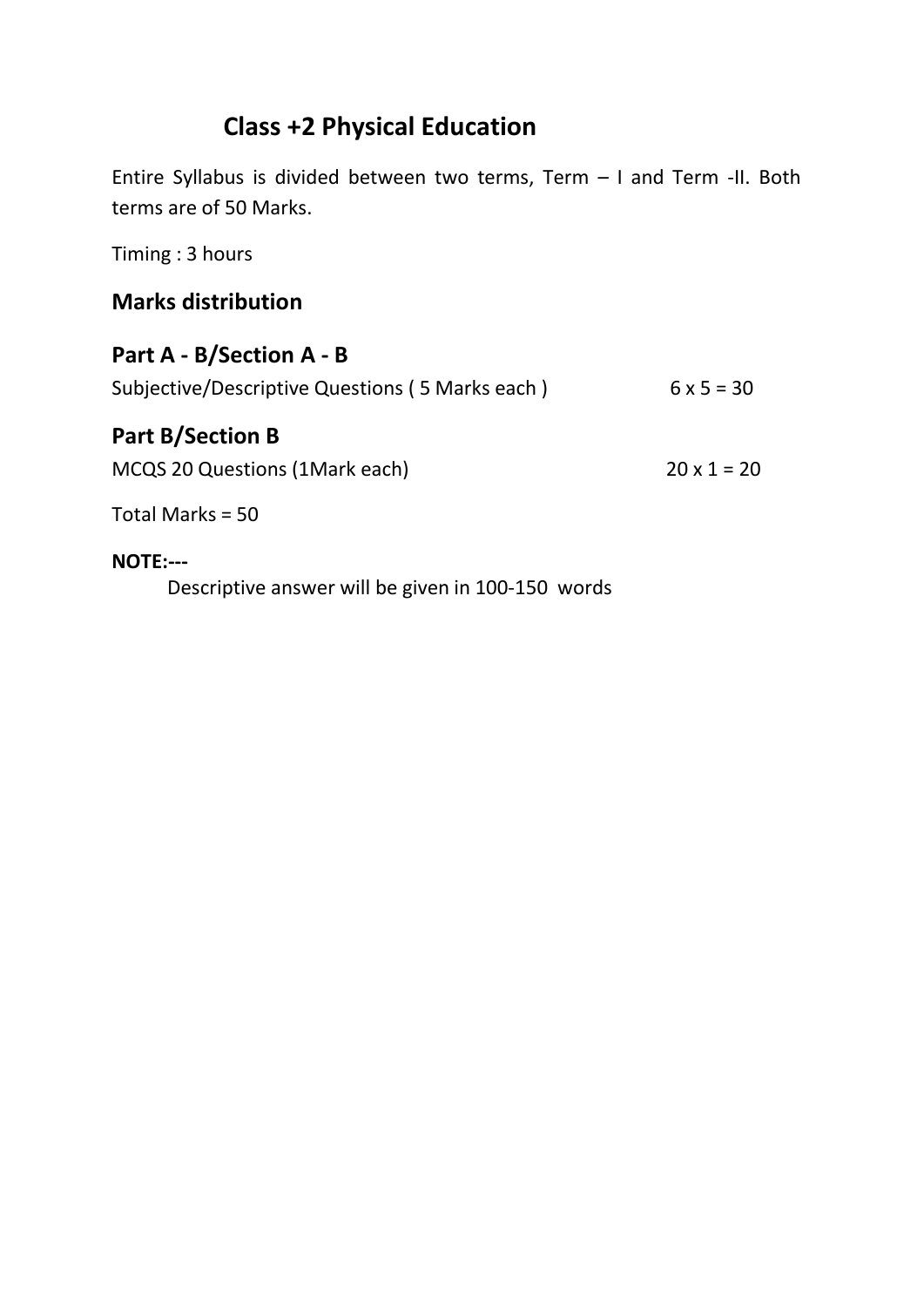# Class +2 Physical Education

Entire Syllabus is divided between two terms, Term – I and Term -II. Both terms are of 50 Marks.

Timing : 3 hours

## Marks distribution

### Part A - B/Section A - B

Subjective/Descriptive Questions ( 5 Marks each ) 6 x 5 = 30

### Part B/Section B

MCQS 20 Questions (1Mark each) 20 x 1 = 20

Total Marks = 50

**NOTE:---**

Descriptive answer will be given in 100-150 words